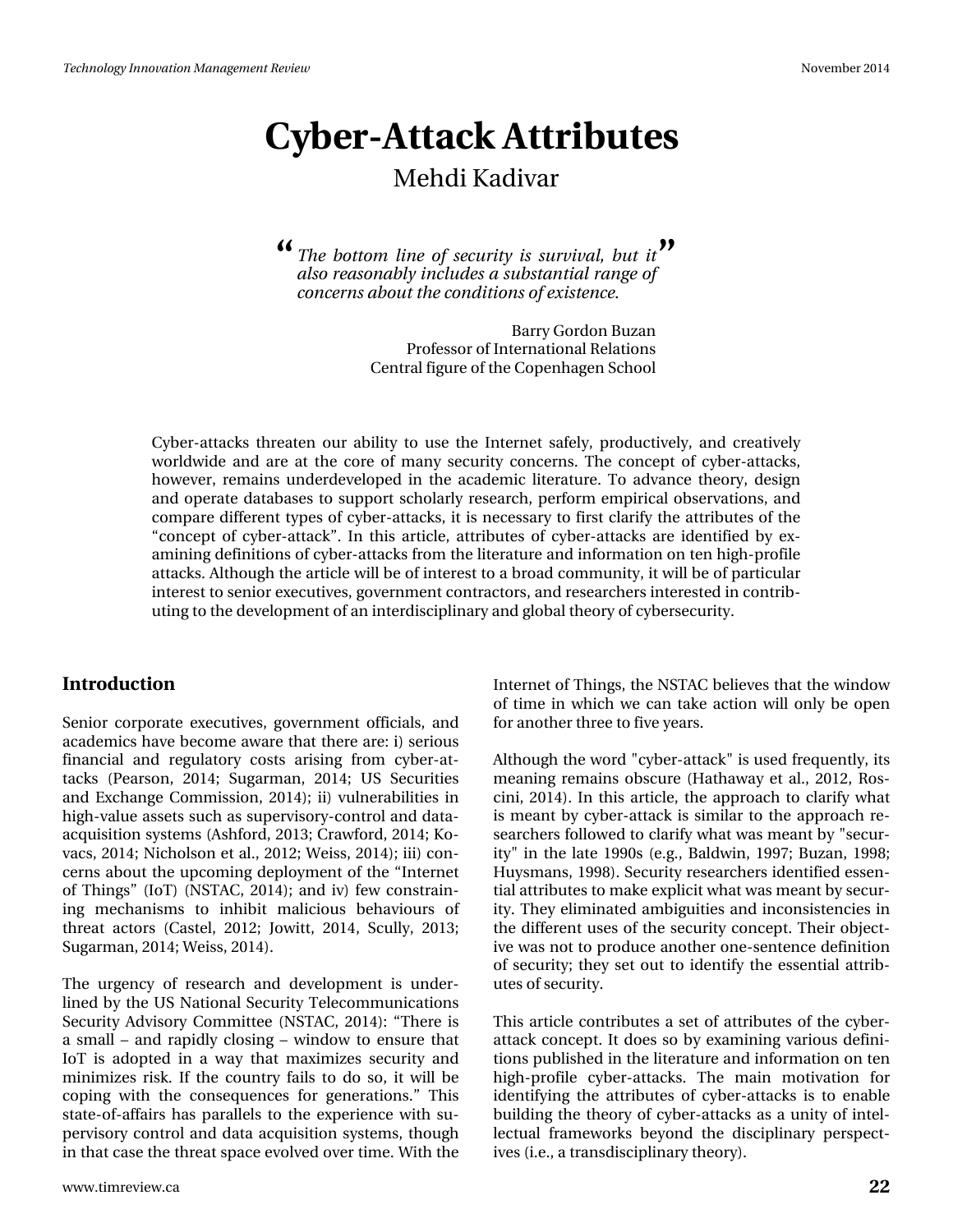# Cyber-Attack Attributes

Mehdi Kadivar

> *The bottom line of security is survival, but it also reasonably includes a substantial range of concerns about the conditions of existence.*
>
> Barry Gordon Buzan
> Professor of International Relations
> Central figure of the Copenhagen School

Cyber-attacks threaten our ability to use the Internet safely, productively, and creatively worldwide and are at the core of many security concerns. The concept of cyber-attacks, however, remains underdeveloped in the academic literature. To advance theory, design and operate databases to support scholarly research, perform empirical observations, and compare different types of cyber-attacks, it is necessary to first clarify the attributes of the "concept of cyber-attack". In this article, attributes of cyber-attacks are identified by examining definitions of cyber-attacks from the literature and information on ten high-profile attacks. Although the article will be of interest to a broad community, it will be of particular interest to senior executives, government contractors, and researchers interested in contributing to the development of an interdisciplinary and global theory of cybersecurity.

## Introduction

Senior corporate executives, government officials, and academics have become aware that there are: i) serious financial and regulatory costs arising from cyber-attacks (Pearson, 2014; Sugarman, 2014; US Securities and Exchange Commission, 2014); ii) vulnerabilities in high-value assets such as supervisory-control and data-acquisition systems (Ashford, 2013; Crawford, 2014; Kovacs, 2014; Nicholson et al., 2012; Weiss, 2014); iii) concerns about the upcoming deployment of the "Internet of Things" (IoT) (NSTAC, 2014); and iv) few constraining mechanisms to inhibit malicious behaviours of threat actors (Castel, 2012; Jowitt, 2014, Scully, 2013; Sugarman, 2014; Weiss, 2014).

The urgency of research and development is underlined by the US National Security Telecommunications Security Advisory Committee (NSTAC, 2014): "There is a small – and rapidly closing – window to ensure that IoT is adopted in a way that maximizes security and minimizes risk. If the country fails to do so, it will be coping with the consequences for generations." This state-of-affairs has parallels to the experience with supervisory control and data acquisition systems, though in that case the threat space evolved over time. With the Internet of Things, the NSTAC believes that the window of time in which we can take action will only be open for another three to five years.

Although the word "cyber-attack" is used frequently, its meaning remains obscure (Hathaway et al., 2012, Roscini, 2014). In this article, the approach to clarify what is meant by cyber-attack is similar to the approach researchers followed to clarify what was meant by "security" in the late 1990s (e.g., Baldwin, 1997; Buzan, 1998; Huysmans, 1998). Security researchers identified essential attributes to make explicit what was meant by security. They eliminated ambiguities and inconsistencies in the different uses of the security concept. Their objective was not to produce another one-sentence definition of security; they set out to identify the essential attributes of security.

This article contributes a set of attributes of the cyber-attack concept. It does so by examining various definitions published in the literature and information on ten high-profile cyber-attacks. The main motivation for identifying the attributes of cyber-attacks is to enable building the theory of cyber-attacks as a unity of intellectual frameworks beyond the disciplinary perspectives (i.e., a transdisciplinary theory).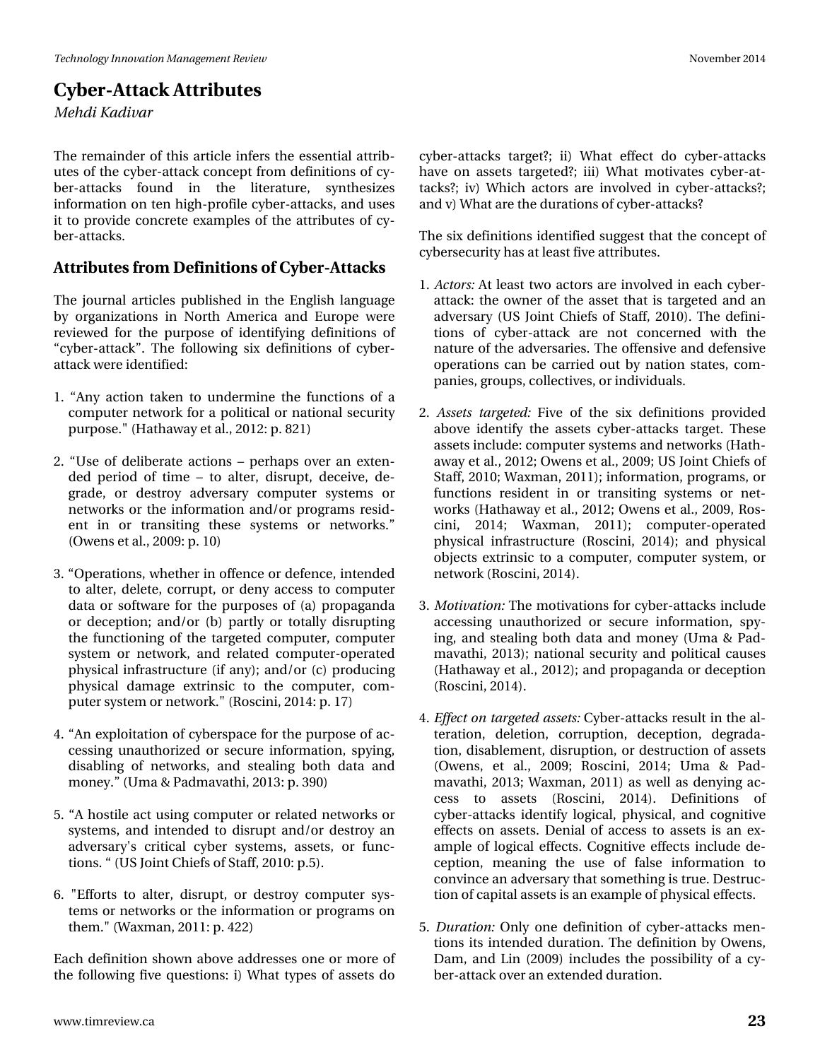The remainder of this article infers the essential attributes of the cyber-attack concept from definitions of cyber-attacks found in the literature, synthesizes information on ten high-profile cyber-attacks, and uses it to provide concrete examples of the attributes of cyber-attacks.

## Attributes from Definitions of Cyber-Attacks

The journal articles published in the English language by organizations in North America and Europe were reviewed for the purpose of identifying definitions of "cyber-attack". The following six definitions of cyber-attack were identified:

1. "Any action taken to undermine the functions of a computer network for a political or national security purpose." (Hathaway et al., 2012: p. 821)

2. "Use of deliberate actions – perhaps over an extended period of time – to alter, disrupt, deceive, degrade, or destroy adversary computer systems or networks or the information and/or programs resident in or transiting these systems or networks." (Owens et al., 2009: p. 10)

3. "Operations, whether in offence or defence, intended to alter, delete, corrupt, or deny access to computer data or software for the purposes of (a) propaganda or deception; and/or (b) partly or totally disrupting the functioning of the targeted computer, computer system or network, and related computer-operated physical infrastructure (if any); and/or (c) producing physical damage extrinsic to the computer, computer system or network." (Roscini, 2014: p. 17)

4. "An exploitation of cyberspace for the purpose of accessing unauthorized or secure information, spying, disabling of networks, and stealing both data and money." (Uma & Padmavathi, 2013: p. 390)

5. "A hostile act using computer or related networks or systems, and intended to disrupt and/or destroy an adversary's critical cyber systems, assets, or functions. " (US Joint Chiefs of Staff, 2010: p.5).

6. "Efforts to alter, disrupt, or destroy computer systems or networks or the information or programs on them." (Waxman, 2011: p. 422)

Each definition shown above addresses one or more of the following five questions: i) What types of assets do cyber-attacks target?; ii) What effect do cyber-attacks have on assets targeted?; iii) What motivates cyber-attacks?; iv) Which actors are involved in cyber-attacks?; and v) What are the durations of cyber-attacks?

The six definitions identified suggest that the concept of cybersecurity has at least five attributes.

1. *Actors:* At least two actors are involved in each cyber-attack: the owner of the asset that is targeted and an adversary (US Joint Chiefs of Staff, 2010). The definitions of cyber-attack are not concerned with the nature of the adversaries. The offensive and defensive operations can be carried out by nation states, companies, groups, collectives, or individuals.

2. *Assets targeted:* Five of the six definitions provided above identify the assets cyber-attacks target. These assets include: computer systems and networks (Hathaway et al., 2012; Owens et al., 2009; US Joint Chiefs of Staff, 2010; Waxman, 2011); information, programs, or functions resident in or transiting systems or networks (Hathaway et al., 2012; Owens et al., 2009, Roscini, 2014; Waxman, 2011); computer-operated physical infrastructure (Roscini, 2014); and physical objects extrinsic to a computer, computer system, or network (Roscini, 2014).

3. *Motivation:* The motivations for cyber-attacks include accessing unauthorized or secure information, spying, and stealing both data and money (Uma & Padmavathi, 2013); national security and political causes (Hathaway et al., 2012); and propaganda or deception (Roscini, 2014).

4. *Effect on targeted assets:* Cyber-attacks result in the alteration, deletion, corruption, deception, degradation, disablement, disruption, or destruction of assets (Owens, et al., 2009; Roscini, 2014; Uma & Padmavathi, 2013; Waxman, 2011) as well as denying access to assets (Roscini, 2014). Definitions of cyber-attacks identify logical, physical, and cognitive effects on assets. Denial of access to assets is an example of logical effects. Cognitive effects include deception, meaning the use of false information to convince an adversary that something is true. Destruction of capital assets is an example of physical effects.

5. *Duration:* Only one definition of cyber-attacks mentions its intended duration. The definition by Owens, Dam, and Lin (2009) includes the possibility of a cyber-attack over an extended duration.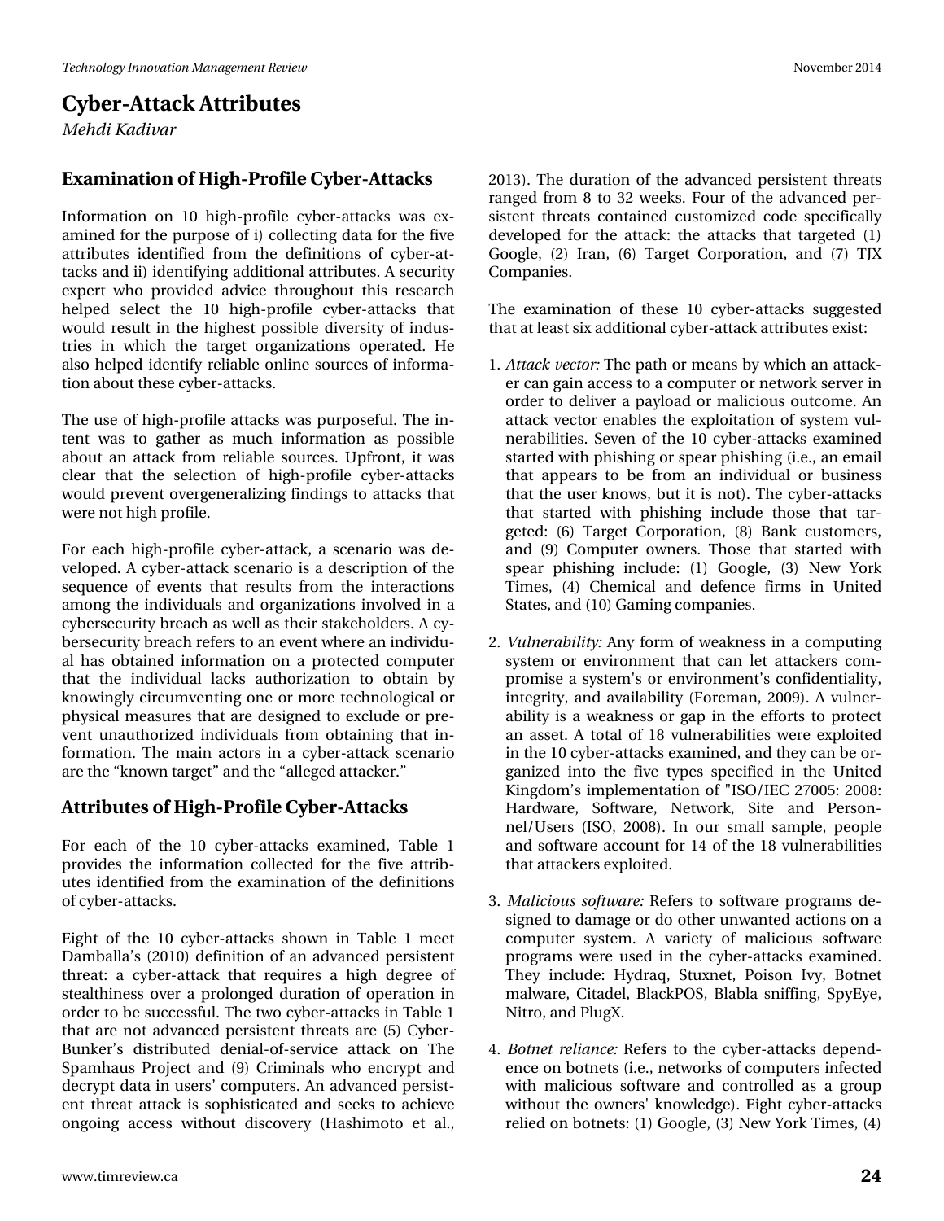## Examination of High-Profile Cyber-Attacks

Information on 10 high-profile cyber-attacks was examined for the purpose of i) collecting data for the five attributes identified from the definitions of cyber-attacks and ii) identifying additional attributes. A security expert who provided advice throughout this research helped select the 10 high-profile cyber-attacks that would result in the highest possible diversity of industries in which the target organizations operated. He also helped identify reliable online sources of information about these cyber-attacks.

The use of high-profile attacks was purposeful. The intent was to gather as much information as possible about an attack from reliable sources. Upfront, it was clear that the selection of high-profile cyber-attacks would prevent overgeneralizing findings to attacks that were not high profile.

For each high-profile cyber-attack, a scenario was developed. A cyber-attack scenario is a description of the sequence of events that results from the interactions among the individuals and organizations involved in a cybersecurity breach as well as their stakeholders. A cybersecurity breach refers to an event where an individual has obtained information on a protected computer that the individual lacks authorization to obtain by knowingly circumventing one or more technological or physical measures that are designed to exclude or prevent unauthorized individuals from obtaining that information. The main actors in a cyber-attack scenario are the "known target" and the "alleged attacker."

## Attributes of High-Profile Cyber-Attacks

For each of the 10 cyber-attacks examined, Table 1 provides the information collected for the five attributes identified from the examination of the definitions of cyber-attacks.

Eight of the 10 cyber-attacks shown in Table 1 meet Damballa's (2010) definition of an advanced persistent threat: a cyber-attack that requires a high degree of stealthiness over a prolonged duration of operation in order to be successful. The two cyber-attacks in Table 1 that are not advanced persistent threats are (5) CyberBunker's distributed denial-of-service attack on The Spamhaus Project and (9) Criminals who encrypt and decrypt data in users' computers. An advanced persistent threat attack is sophisticated and seeks to achieve ongoing access without discovery (Hashimoto et al., 2013). The duration of the advanced persistent threats ranged from 8 to 32 weeks. Four of the advanced persistent threats contained customized code specifically developed for the attack: the attacks that targeted (1) Google, (2) Iran, (6) Target Corporation, and (7) TJX Companies.

The examination of these 10 cyber-attacks suggested that at least six additional cyber-attack attributes exist:

1. *Attack vector:* The path or means by which an attacker can gain access to a computer or network server in order to deliver a payload or malicious outcome. An attack vector enables the exploitation of system vulnerabilities. Seven of the 10 cyber-attacks examined started with phishing or spear phishing (i.e., an email that appears to be from an individual or business that the user knows, but it is not). The cyber-attacks that started with phishing include those that targeted: (6) Target Corporation, (8) Bank customers, and (9) Computer owners. Those that started with spear phishing include: (1) Google, (3) New York Times, (4) Chemical and defence firms in United States, and (10) Gaming companies.

2. *Vulnerability:* Any form of weakness in a computing system or environment that can let attackers compromise a system's or environment's confidentiality, integrity, and availability (Foreman, 2009). A vulnerability is a weakness or gap in the efforts to protect an asset. A total of 18 vulnerabilities were exploited in the 10 cyber-attacks examined, and they can be organized into the five types specified in the United Kingdom's implementation of "ISO/IEC 27005: 2008: Hardware, Software, Network, Site and Personnel/Users (ISO, 2008). In our small sample, people and software account for 14 of the 18 vulnerabilities that attackers exploited.

3. *Malicious software:* Refers to software programs designed to damage or do other unwanted actions on a computer system. A variety of malicious software programs were used in the cyber-attacks examined. They include: Hydraq, Stuxnet, Poison Ivy, Botnet malware, Citadel, BlackPOS, Blabla sniffing, SpyEye, Nitro, and PlugX.

4. *Botnet reliance:* Refers to the cyber-attacks dependence on botnets (i.e., networks of computers infected with malicious software and controlled as a group without the owners' knowledge). Eight cyber-attacks relied on botnets: (1) Google, (3) New York Times, (4)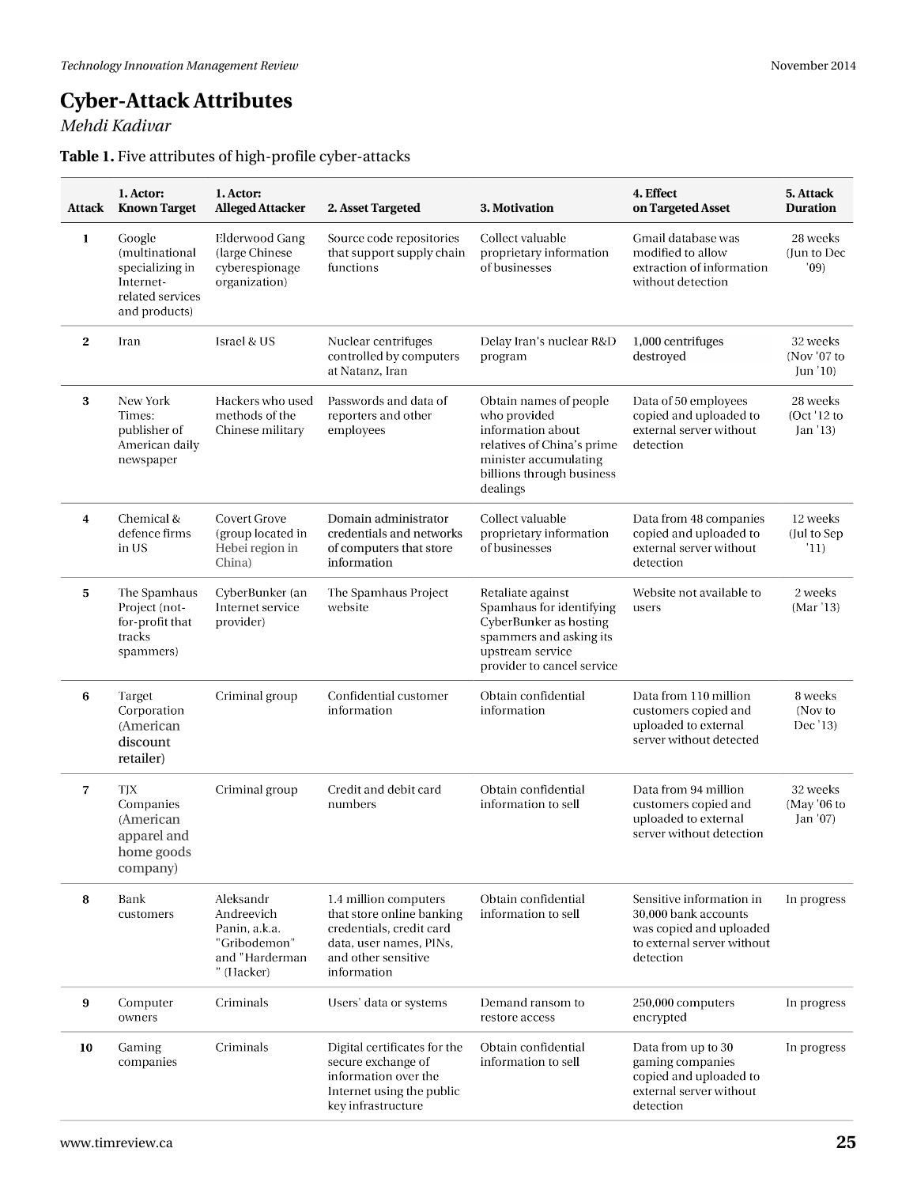# Cyber-Attack Attributes

*Mehdi Kadivar*

**Table 1.** Five attributes of high-profile cyber-attacks

| Attack | 1. Actor: Known Target | 1. Actor: Alleged Attacker | 2. Asset Targeted | 3. Motivation | 4. Effect on Targeted Asset | 5. Attack Duration |
|---|---|---|---|---|---|---|
| 1 | Google (multinational specializing in Internet-related services and products) | Elderwood Gang (large Chinese cyberespionage organization) | Source code repositories that support supply chain functions | Collect valuable proprietary information of businesses | Gmail database was modified to allow extraction of information without detection | 28 weeks (Jun to Dec '09) |
| 2 | Iran | Israel & US | Nuclear centrifuges controlled by computers at Natanz, Iran | Delay Iran's nuclear R&D program | 1,000 centrifuges destroyed | 32 weeks (Nov '07 to Jun '10) |
| 3 | New York Times: publisher of American daily newspaper | Hackers who used methods of the Chinese military | Passwords and data of reporters and other employees | Obtain names of people who provided information about relatives of China's prime minister accumulating billions through business dealings | Data of 50 employees copied and uploaded to external server without detection | 28 weeks (Oct '12 to Jan '13) |
| 4 | Chemical & defence firms in US | Covert Grove (group located in Hebei region in China) | Domain administrator credentials and networks of computers that store information | Collect valuable proprietary information of businesses | Data from 48 companies copied and uploaded to external server without detection | 12 weeks (Jul to Sep '11) |
| 5 | The Spamhaus Project (not-for-profit that tracks spammers) | CyberBunker (an Internet service provider) | The Spamhaus Project website | Retaliate against Spamhaus for identifying CyberBunker as hosting spammers and asking its upstream service provider to cancel service | Website not available to users | 2 weeks (Mar '13) |
| 6 | Target Corporation (American discount retailer) | Criminal group | Confidential customer information | Obtain confidential information | Data from 110 million customers copied and uploaded to external server without detected | 8 weeks (Nov to Dec '13) |
| 7 | TJX Companies (American apparel and home goods company) | Criminal group | Credit and debit card numbers | Obtain confidential information to sell | Data from 94 million customers copied and uploaded to external server without detection | 32 weeks (May '06 to Jan '07) |
| 8 | Bank customers | Aleksandr Andreevich Panin, a.k.a. "Gribodemon" and "Harderman " (Hacker) | 1.4 million computers that store online banking credentials, credit card data, user names, PINs, and other sensitive information | Obtain confidential information to sell | Sensitive information in 30,000 bank accounts was copied and uploaded to external server without detection | In progress |
| 9 | Computer owners | Criminals | Users' data or systems | Demand ransom to restore access | 250,000 computers encrypted | In progress |
| 10 | Gaming companies | Criminals | Digital certificates for the secure exchange of information over the Internet using the public key infrastructure | Obtain confidential information to sell | Data from up to 30 gaming companies copied and uploaded to external server without detection | In progress |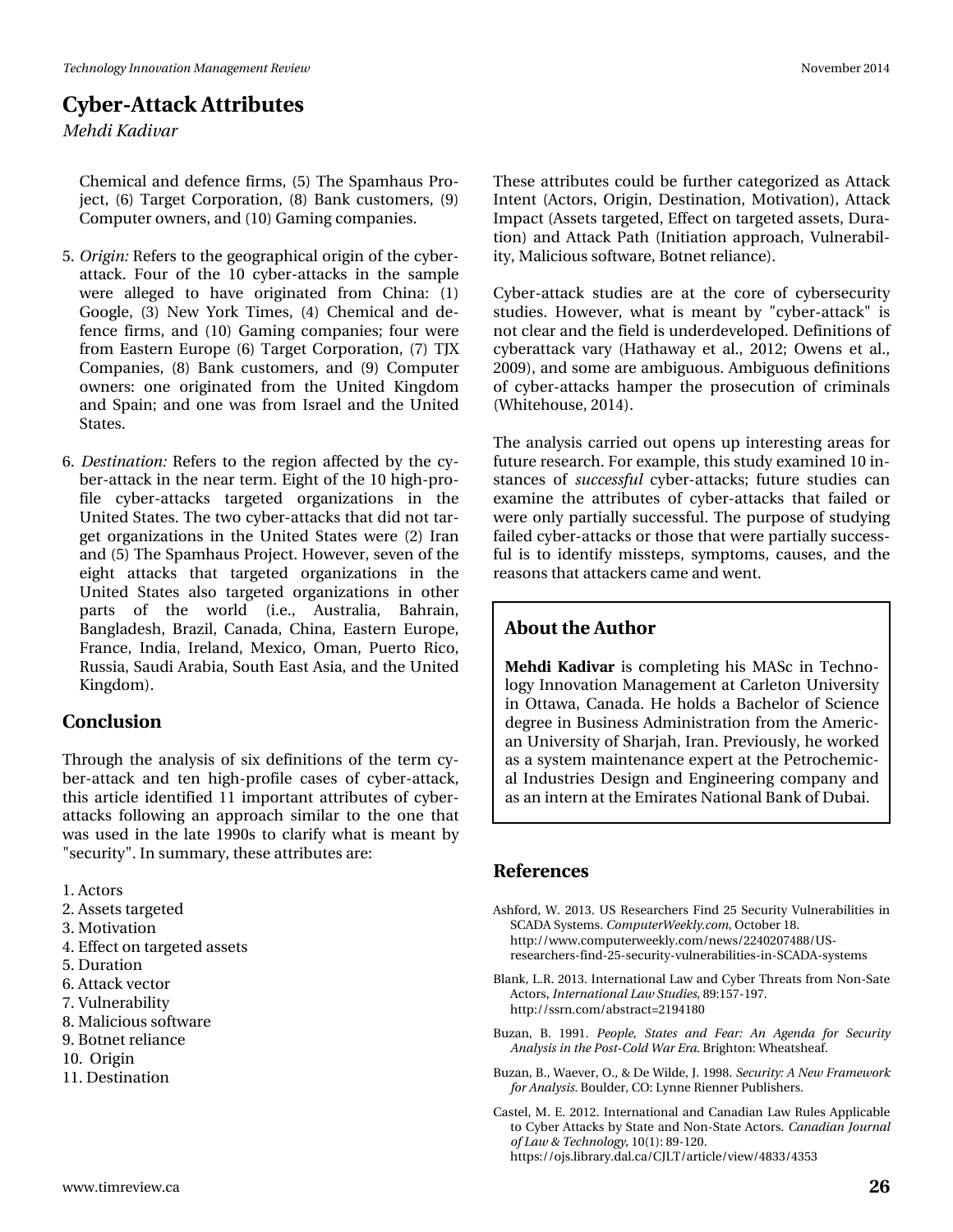Chemical and defence firms, (5) The Spamhaus Project, (6) Target Corporation, (8) Bank customers, (9) Computer owners, and (10) Gaming companies.

5. *Origin:* Refers to the geographical origin of the cyber-attack. Four of the 10 cyber-attacks in the sample were alleged to have originated from China: (1) Google, (3) New York Times, (4) Chemical and defence firms, and (10) Gaming companies; four were from Eastern Europe (6) Target Corporation, (7) TJX Companies, (8) Bank customers, and (9) Computer owners: one originated from the United Kingdom and Spain; and one was from Israel and the United States.

6. *Destination:* Refers to the region affected by the cyber-attack in the near term. Eight of the 10 high-profile cyber-attacks targeted organizations in the United States. The two cyber-attacks that did not target organizations in the United States were (2) Iran and (5) The Spamhaus Project. However, seven of the eight attacks that targeted organizations in the United States also targeted organizations in other parts of the world (i.e., Australia, Bahrain, Bangladesh, Brazil, Canada, China, Eastern Europe, France, India, Ireland, Mexico, Oman, Puerto Rico, Russia, Saudi Arabia, South East Asia, and the United Kingdom).

## Conclusion

Through the analysis of six definitions of the term cyber-attack and ten high-profile cases of cyber-attack, this article identified 11 important attributes of cyber-attacks following an approach similar to the one that was used in the late 1990s to clarify what is meant by "security". In summary, these attributes are:

1. Actors
2. Assets targeted
3. Motivation
4. Effect on targeted assets
5. Duration
6. Attack vector
7. Vulnerability
8. Malicious software
9. Botnet reliance
10. Origin
11. Destination

These attributes could be further categorized as Attack Intent (Actors, Origin, Destination, Motivation), Attack Impact (Assets targeted, Effect on targeted assets, Duration) and Attack Path (Initiation approach, Vulnerability, Malicious software, Botnet reliance).

Cyber-attack studies are at the core of cybersecurity studies. However, what is meant by "cyber-attack" is not clear and the field is underdeveloped. Definitions of cyberattack vary (Hathaway et al., 2012; Owens et al., 2009), and some are ambiguous. Ambiguous definitions of cyber-attacks hamper the prosecution of criminals (Whitehouse, 2014).

The analysis carried out opens up interesting areas for future research. For example, this study examined 10 instances of *successful* cyber-attacks; future studies can examine the attributes of cyber-attacks that failed or were only partially successful. The purpose of studying failed cyber-attacks or those that were partially successful is to identify missteps, symptoms, causes, and the reasons that attackers came and went.

## About the Author

**Mehdi Kadivar** is completing his MASc in Technology Innovation Management at Carleton University in Ottawa, Canada. He holds a Bachelor of Science degree in Business Administration from the American University of Sharjah, Iran. Previously, he worked as a system maintenance expert at the Petrochemical Industries Design and Engineering company and as an intern at the Emirates National Bank of Dubai.

## References

Ashford, W. 2013. US Researchers Find 25 Security Vulnerabilities in SCADA Systems. *ComputerWeekly.com*, October 18. http://www.computerweekly.com/news/2240207488/US-researchers-find-25-security-vulnerabilities-in-SCADA-systems

Blank, L.R. 2013. International Law and Cyber Threats from Non-Sate Actors, *International Law Studies,* 89:157-197. http://ssrn.com/abstract=2194180

Buzan, B. 1991. *People, States and Fear: An Agenda for Security Analysis in the Post-Cold War Era.* Brighton: Wheatsheaf.

Buzan, B., Waever, O., & De Wilde, J. 1998. *Security: A New Framework for Analysis.* Boulder, CO: Lynne Rienner Publishers.

Castel, M. E. 2012. International and Canadian Law Rules Applicable to Cyber Attacks by State and Non-State Actors. *Canadian Journal of Law & Technology,* 10(1): 89-120. https://ojs.library.dal.ca/CJLT/article/view/4833/4353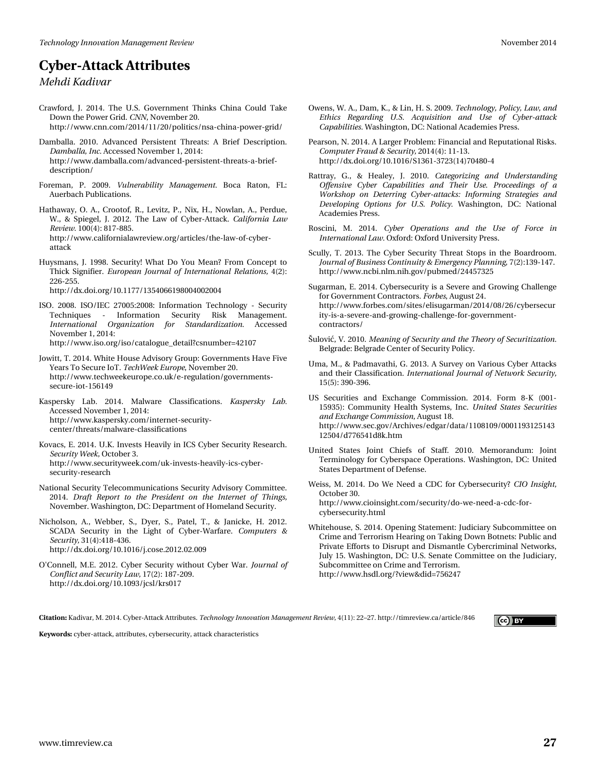Crawford, J. 2014. The U.S. Government Thinks China Could Take Down the Power Grid. *CNN*, November 20. http://www.cnn.com/2014/11/20/politics/nsa-china-power-grid/

Damballa. 2010. Advanced Persistent Threats: A Brief Description. *Damballa, Inc.* Accessed November 1, 2014: http://www.damballa.com/advanced-persistent-threats-a-brief-description/

Foreman, P. 2009. *Vulnerability Management.* Boca Raton, FL: Auerbach Publications.

Hathaway, O. A., Crootof, R., Levitz, P., Nix, H., Nowlan, A., Perdue, W., & Spiegel, J. 2012. The Law of Cyber-Attack. *California Law Review.* 100(4): 817-885. http://www.californialawreview.org/articles/the-law-of-cyber-attack

Huysmans, J. 1998. Security! What Do You Mean? From Concept to Thick Signifier. *European Journal of International Relations,* 4(2): 226-255. http://dx.doi.org/10.1177/1354066198004002004

ISO. 2008. ISO/IEC 27005:2008: Information Technology - Security Techniques - Information Security Risk Management. *International Organization for Standardization.* Accessed November 1, 2014: http://www.iso.org/iso/catalogue_detail?csnumber=42107

Jowitt, T. 2014. White House Advisory Group: Governments Have Five Years To Secure IoT. *TechWeek Europe*, November 20. http://www.techweekeurope.co.uk/e-regulation/governments-secure-iot-156149

Kaspersky Lab. 2014. Malware Classifications. *Kaspersky Lab.* Accessed November 1, 2014: http://www.kaspersky.com/internet-security-center/threats/malware-classifications

Kovacs, E. 2014. U.K. Invests Heavily in ICS Cyber Security Research. *Security Week,* October 3. http://www.securityweek.com/uk-invests-heavily-ics-cyber-security-research

National Security Telecommunications Security Advisory Committee. 2014. *Draft Report to the President on the Internet of Things,* November. Washington, DC: Department of Homeland Security.

Nicholson, A., Webber, S., Dyer, S., Patel, T., & Janicke, H. 2012. SCADA Security in the Light of Cyber-Warfare. *Computers & Security,* 31(4):418-436. http://dx.doi.org/10.1016/j.cose.2012.02.009

O'Connell, M.E. 2012. Cyber Security without Cyber War. *Journal of Conflict and Security Law,* 17(2): 187-209. http://dx.doi.org/10.1093/jcsl/krs017

Owens, W. A., Dam, K., & Lin, H. S. 2009. *Technology, Policy, Law, and Ethics Regarding U.S. Acquisition and Use of Cyber-attack Capabilities.* Washington, DC: National Academies Press.

Pearson, N. 2014. A Larger Problem: Financial and Reputational Risks. *Computer Fraud & Security,* 2014(4): 11-13. http://dx.doi.org/10.1016/S1361-3723(14)70480-4

Rattray, G., & Healey, J. 2010. *Categorizing and Understanding Offensive Cyber Capabilities and Their Use. Proceedings of a Workshop on Deterring Cyber-attacks: Informing Strategies and Developing Options for U.S. Policy.* Washington, DC: National Academies Press.

Roscini, M. 2014. *Cyber Operations and the Use of Force in International Law.* Oxford: Oxford University Press.

Scully, T. 2013. The Cyber Security Threat Stops in the Boardroom. *Journal of Business Continuity & Emergency Planning,* 7(2):139-147. http://www.ncbi.nlm.nih.gov/pubmed/24457325

Sugarman, E. 2014. Cybersecurity is a Severe and Growing Challenge for Government Contractors. *Forbes,* August 24. http://www.forbes.com/sites/elisugarman/2014/08/26/cybersecurity-is-a-severe-and-growing-challenge-for-government-contractors/

Šulović, V. 2010. *Meaning of Security and the Theory of Securitization.* Belgrade: Belgrade Center of Security Policy.

Uma, M., & Padmavathi, G. 2013. A Survey on Various Cyber Attacks and their Classification. *International Journal of Network Security,* 15(5): 390-396.

US Securities and Exchange Commission. 2014. Form 8-K (001-15935): Community Health Systems, Inc. *United States Securities and Exchange Commission,* August 18. http://www.sec.gov/Archives/edgar/data/1108109/000119312514312504/d776541d8k.htm

United States Joint Chiefs of Staff. 2010. Memorandum: Joint Terminology for Cyberspace Operations. Washington, DC: United States Department of Defense.

Weiss, M. 2014. Do We Need a CDC for Cybersecurity? *CIO Insight,* October 30. http://www.cioinsight.com/security/do-we-need-a-cdc-for-cybersecurity.html

Whitehouse, S. 2014. Opening Statement: Judiciary Subcommittee on Crime and Terrorism Hearing on Taking Down Botnets: Public and Private Efforts to Disrupt and Dismantle Cybercriminal Networks, July 15. Washington, DC: U.S. Senate Committee on the Judiciary, Subcommittee on Crime and Terrorism. http://www.hsdl.org/?view&did=756247

**Citation:** Kadivar, M. 2014. Cyber-Attack Attributes. *Technology Innovation Management Review*, 4(11): 22–27. http://timreview.ca/article/846

**Keywords:** cyber-attack, attributes, cybersecurity, attack characteristics